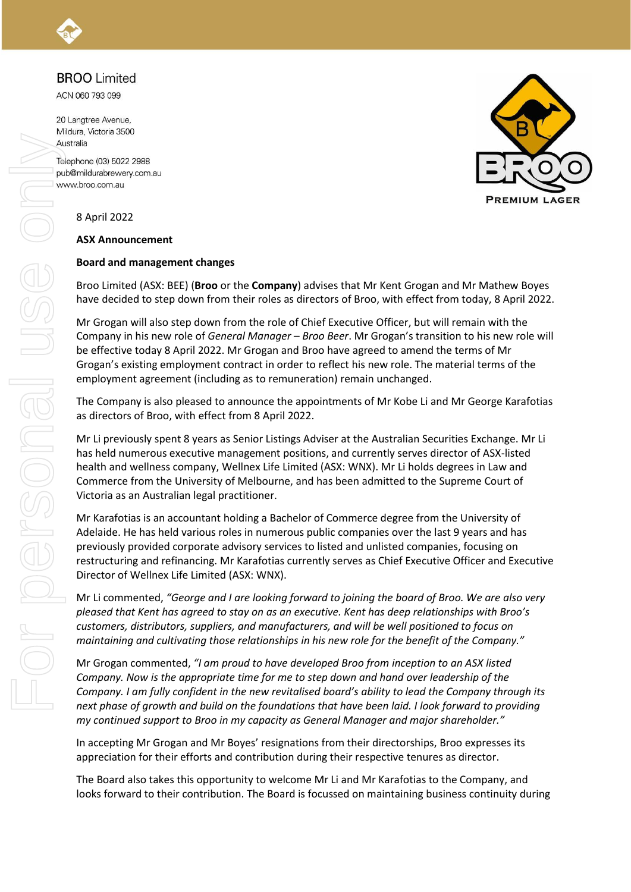BROO Limited
ACN 060 793 099

20 Langtree Avenue,
Mildura, Victoria 3500
Australia

Telephone (03) 5022 2988
pub@mildurabrewery.com.au
www.broo.com.au

8 April 2022

**ASX Announcement**

**Board and management changes**

Broo Limited (ASX: BEE) (**Broo** or the **Company**) advises that Mr Kent Grogan and Mr Mathew Boyes have decided to step down from their roles as directors of Broo, with effect from today, 8 April 2022.

Mr Grogan will also step down from the role of Chief Executive Officer, but will remain with the Company in his new role of *General Manager – Broo Beer*. Mr Grogan's transition to his new role will be effective today 8 April 2022. Mr Grogan and Broo have agreed to amend the terms of Mr Grogan's existing employment contract in order to reflect his new role. The material terms of the employment agreement (including as to remuneration) remain unchanged.

The Company is also pleased to announce the appointments of Mr Kobe Li and Mr George Karafotias as directors of Broo, with effect from 8 April 2022.

Mr Li previously spent 8 years as Senior Listings Adviser at the Australian Securities Exchange. Mr Li has held numerous executive management positions, and currently serves director of ASX-listed health and wellness company, Wellnex Life Limited (ASX: WNX). Mr Li holds degrees in Law and Commerce from the University of Melbourne, and has been admitted to the Supreme Court of Victoria as an Australian legal practitioner.

Mr Karafotias is an accountant holding a Bachelor of Commerce degree from the University of Adelaide. He has held various roles in numerous public companies over the last 9 years and has previously provided corporate advisory services to listed and unlisted companies, focusing on restructuring and refinancing. Mr Karafotias currently serves as Chief Executive Officer and Executive Director of Wellnex Life Limited (ASX: WNX).

Mr Li commented, *"George and I are looking forward to joining the board of Broo. We are also very pleased that Kent has agreed to stay on as an executive. Kent has deep relationships with Broo's customers, distributors, suppliers, and manufacturers, and will be well positioned to focus on maintaining and cultivating those relationships in his new role for the benefit of the Company."*

Mr Grogan commented, *"I am proud to have developed Broo from inception to an ASX listed Company. Now is the appropriate time for me to step down and hand over leadership of the Company. I am fully confident in the new revitalised board's ability to lead the Company through its next phase of growth and build on the foundations that have been laid. I look forward to providing my continued support to Broo in my capacity as General Manager and major shareholder."*

In accepting Mr Grogan and Mr Boyes' resignations from their directorships, Broo expresses its appreciation for their efforts and contribution during their respective tenures as director.

The Board also takes this opportunity to welcome Mr Li and Mr Karafotias to the Company, and looks forward to their contribution. The Board is focussed on maintaining business continuity during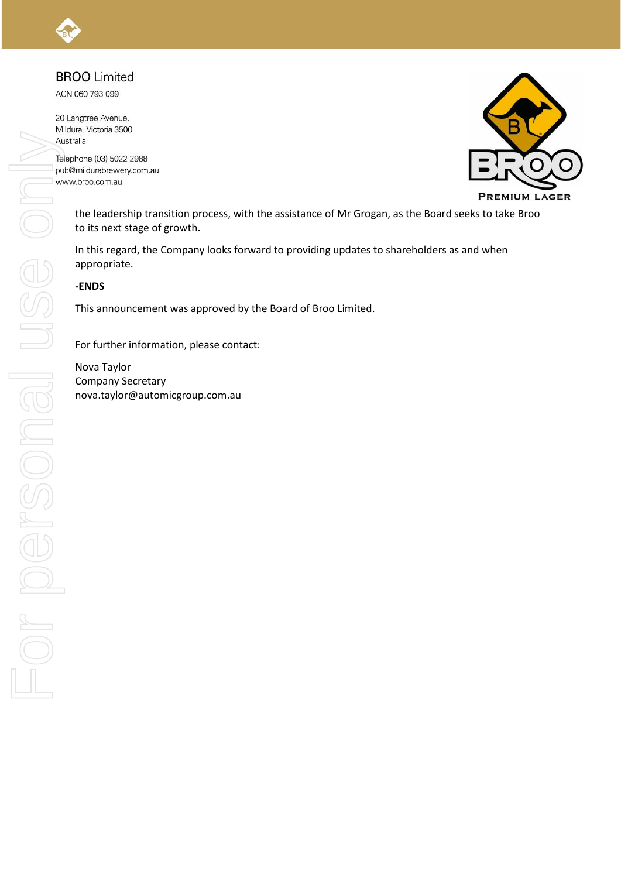BROO Limited
ACN 060 793 099

20 Langtree Avenue,
Mildura, Victoria 3500
Australia

Telephone (03) 5022 2988
pub@mildurabrewery.com.au
www.broo.com.au

the leadership transition process, with the assistance of Mr Grogan, as the Board seeks to take Broo to its next stage of growth.

In this regard, the Company looks forward to providing updates to shareholders as and when appropriate.

**-ENDS**

This announcement was approved by the Board of Broo Limited.

For further information, please contact:

Nova Taylor
Company Secretary
nova.taylor@automicgroup.com.au